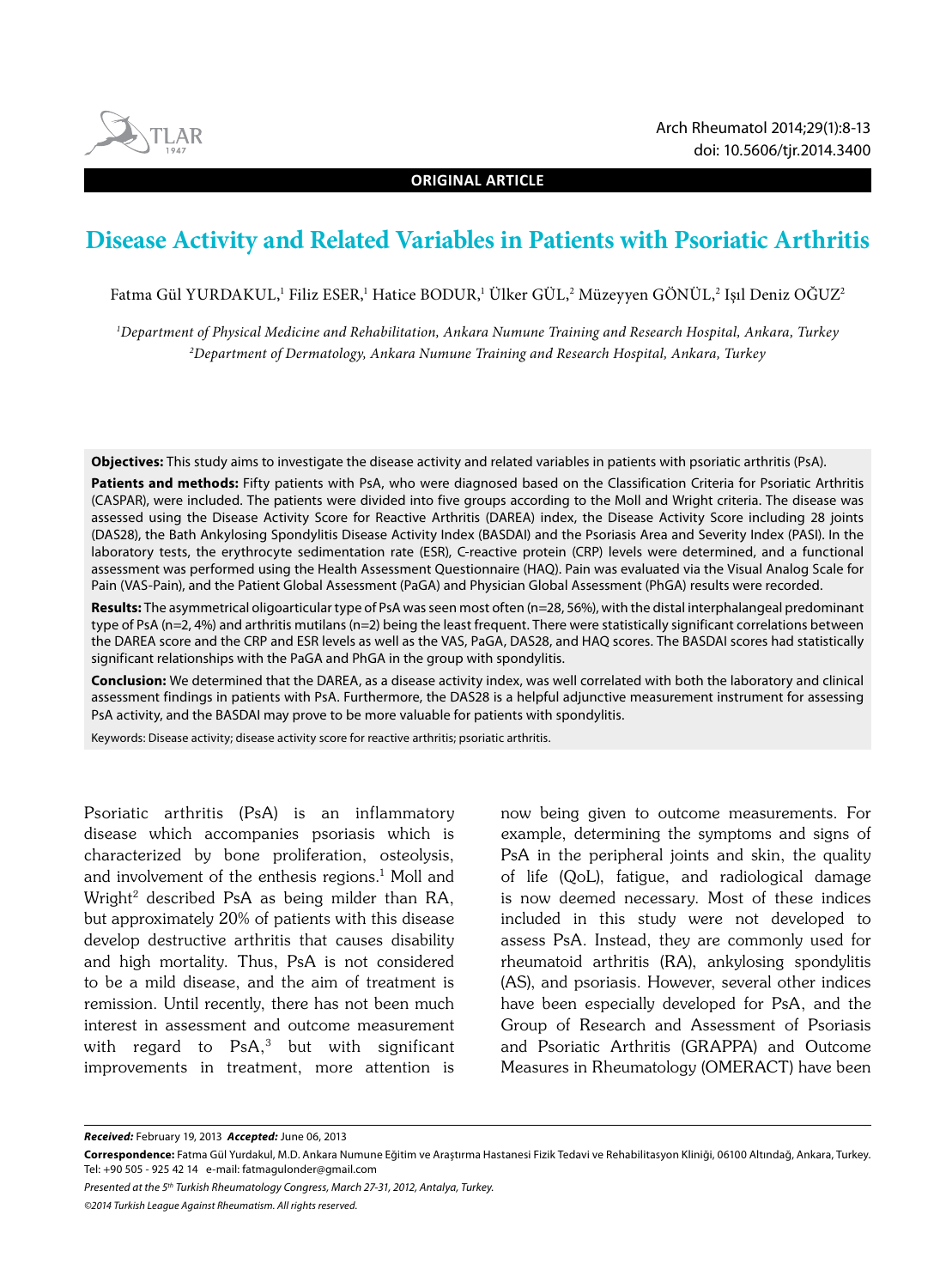ORIGINAL ARTICLE

# Disease Activity and Related Variables in Patients with Psoriatic Arthritis

Fatma Gül YURDAKUL,[1] Filiz ESER,[1] Hatice BODUR,[1] Ülker GÜL,[2] Müzeyyen GÖNÜL,[2] Işıl Deniz OĞUZ[2]

[1]*Department of Physical Medicine and Rehabilitation, Ankara Numune Training and Research Hospital, Ankara, Turkey*
[2]*Department of Dermatology, Ankara Numune Training and Research Hospital, Ankara, Turkey*

**Objectives:** This study aims to investigate the disease activity and related variables in patients with psoriatic arthritis (PsA).

**Patients and methods:** Fifty patients with PsA, who were diagnosed based on the Classification Criteria for Psoriatic Arthritis (CASPAR), were included. The patients were divided into five groups according to the Moll and Wright criteria. The disease was assessed using the Disease Activity Score for Reactive Arthritis (DAREA) index, the Disease Activity Score including 28 joints (DAS28), the Bath Ankylosing Spondylitis Disease Activity Index (BASDAI) and the Psoriasis Area and Severity Index (PASI). In the laboratory tests, the erythrocyte sedimentation rate (ESR), C-reactive protein (CRP) levels were determined, and a functional assessment was performed using the Health Assessment Questionnaire (HAQ). Pain was evaluated via the Visual Analog Scale for Pain (VAS-Pain), and the Patient Global Assessment (PaGA) and Physician Global Assessment (PhGA) results were recorded.

**Results:** The asymmetrical oligoarticular type of PsA was seen most often (n=28, 56%), with the distal interphalangeal predominant type of PsA (n=2, 4%) and arthritis mutilans (n=2) being the least frequent. There were statistically significant correlations between the DAREA score and the CRP and ESR levels as well as the VAS, PaGA, DAS28, and HAQ scores. The BASDAI scores had statistically significant relationships with the PaGA and PhGA in the group with spondylitis.

**Conclusion:** We determined that the DAREA, as a disease activity index, was well correlated with both the laboratory and clinical assessment findings in patients with PsA. Furthermore, the DAS28 is a helpful adjunctive measurement instrument for assessing PsA activity, and the BASDAI may prove to be more valuable for patients with spondylitis.

Keywords: Disease activity; disease activity score for reactive arthritis; psoriatic arthritis.

Psoriatic arthritis (PsA) is an inflammatory disease which accompanies psoriasis which is characterized by bone proliferation, osteolysis, and involvement of the enthesis regions.[1] Moll and Wright[2] described PsA as being milder than RA, but approximately 20% of patients with this disease develop destructive arthritis that causes disability and high mortality. Thus, PsA is not considered to be a mild disease, and the aim of treatment is remission. Until recently, there has not been much interest in assessment and outcome measurement with regard to PsA,[3] but with significant improvements in treatment, more attention is now being given to outcome measurements. For example, determining the symptoms and signs of PsA in the peripheral joints and skin, the quality of life (QoL), fatigue, and radiological damage is now deemed necessary. Most of these indices included in this study were not developed to assess PsA. Instead, they are commonly used for rheumatoid arthritis (RA), ankylosing spondylitis (AS), and psoriasis. However, several other indices have been especially developed for PsA, and the Group of Research and Assessment of Psoriasis and Psoriatic Arthritis (GRAPPA) and Outcome Measures in Rheumatology (OMERACT) have been

*Received:* February 19, 2013 *Accepted:* June 06, 2013

**Correspondence:** Fatma Gül Yurdakul, M.D. Ankara Numune Eğitim ve Araştırma Hastanesi Fizik Tedavi ve Rehabilitasyon Kliniği, 06100 Altındağ, Ankara, Turkey. Tel: +90 505 - 925 42 14 e-mail: fatmagulonder@gmail.com

*Presented at the 5th Turkish Rheumatology Congress, March 27-31, 2012, Antalya, Turkey.*

*©2014 Turkish League Against Rheumatism. All rights reserved.*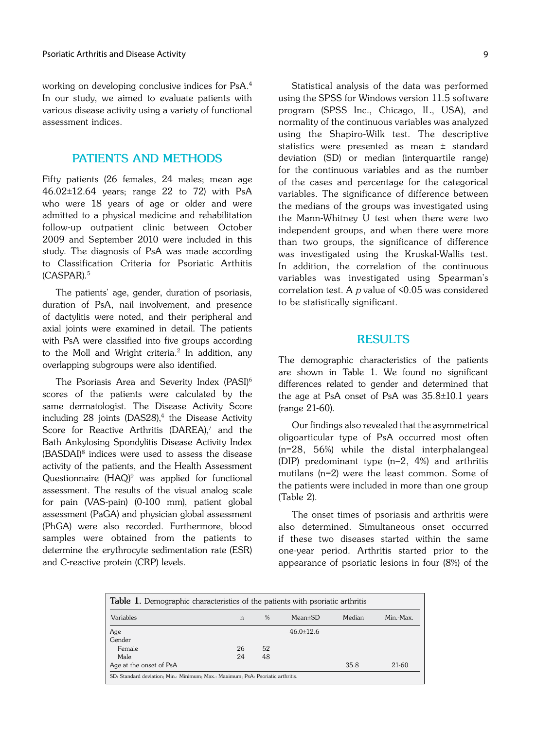working on developing conclusive indices for PsA.[4] In our study, we aimed to evaluate patients with various disease activity using a variety of functional assessment indices.

## PATIENTS AND METHODS

Fifty patients (26 females, 24 males; mean age 46.02±12.64 years; range 22 to 72) with PsA who were 18 years of age or older and were admitted to a physical medicine and rehabilitation follow-up outpatient clinic between October 2009 and September 2010 were included in this study. The diagnosis of PsA was made according to Classification Criteria for Psoriatic Arthitis (CASPAR).[5]

The patients' age, gender, duration of psoriasis, duration of PsA, nail involvement, and presence of dactylitis were noted, and their peripheral and axial joints were examined in detail. The patients with PsA were classified into five groups according to the Moll and Wright criteria.[2] In addition, any overlapping subgroups were also identified.

The Psoriasis Area and Severity Index (PASI)[6] scores of the patients were calculated by the same dermatologist. The Disease Activity Score including 28 joints (DAS28),[4] the Disease Activity Score for Reactive Arthritis (DAREA),[7] and the Bath Ankylosing Spondylitis Disease Activity Index (BASDAI)[8] indices were used to assess the disease activity of the patients, and the Health Assessment Questionnaire (HAQ)[9] was applied for functional assessment. The results of the visual analog scale for pain (VAS-pain) (0-100 mm), patient global assessment (PaGA) and physician global assessment (PhGA) were also recorded. Furthermore, blood samples were obtained from the patients to determine the erythrocyte sedimentation rate (ESR) and C-reactive protein (CRP) levels.

Statistical analysis of the data was performed using the SPSS for Windows version 11.5 software program (SPSS Inc., Chicago, IL, USA), and normality of the continuous variables was analyzed using the Shapiro-Wilk test. The descriptive statistics were presented as mean ± standard deviation (SD) or median (interquartile range) for the continuous variables and as the number of the cases and percentage for the categorical variables. The significance of difference between the medians of the groups was investigated using the Mann-Whitney U test when there were two independent groups, and when there were more than two groups, the significance of difference was investigated using the Kruskal-Wallis test. In addition, the correlation of the continuous variables was investigated using Spearman's correlation test. A $p$ value of <0.05 was considered to be statistically significant.

## RESULTS

The demographic characteristics of the patients are shown in Table 1. We found no significant differences related to gender and determined that the age at PsA onset of PsA was 35.8±10.1 years (range 21-60).

Our findings also revealed that the asymmetrical oligoarticular type of PsA occurred most often (n=28, 56%) while the distal interphalangeal (DIP) predominant type (n=2, 4%) and arthritis mutilans (n=2) were the least common. Some of the patients were included in more than one group (Table 2).

The onset times of psoriasis and arthritis were also determined. Simultaneous onset occurred if these two diseases started within the same one-year period. Arthritis started prior to the appearance of psoriatic lesions in four (8%) of the

**Table 1.** Demographic characteristics of the patients with psoriatic arthritis

| Variables | n | % | Mean±SD | Median | Min.-Max. |
|---|---|---|---|---|---|
| Age | | | 46.0±12.6 | | |
| Gender | | | | | |
| Female | 26 | 52 | | | |
| Male | 24 | 48 | | | |
| Age at the onset of PsA | | | | 35.8 | 21-60 |

SD: Standard deviation; Min.: Minimum; Max.: Maximum; PsA: Psoriatic arthritis.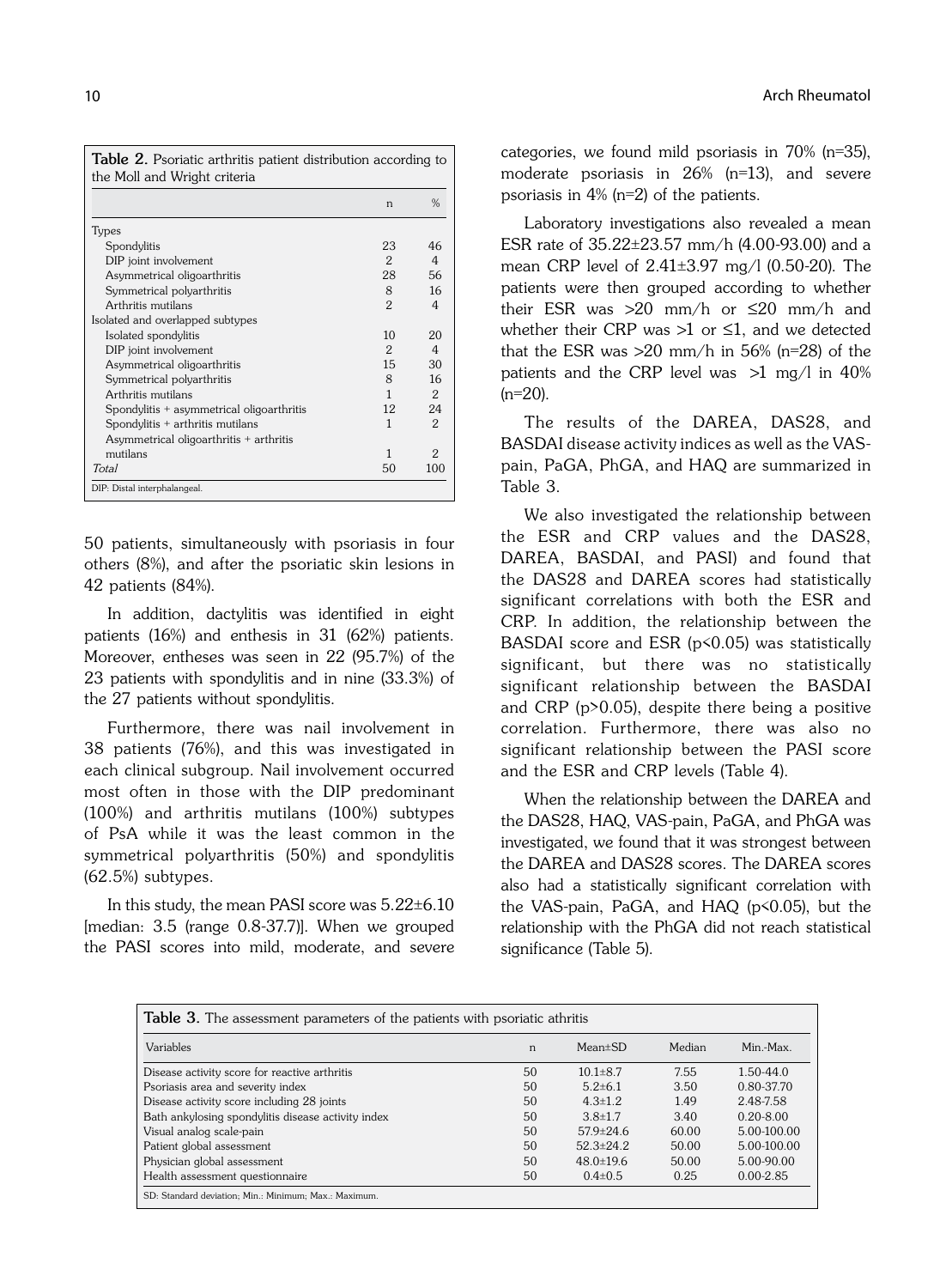**Table 2.** Psoriatic arthritis patient distribution according to the Moll and Wright criteria

| | n | % |
|---|---|---|
| Types | | |
| Spondylitis | 23 | 46 |
| DIP joint involvement | 2 | 4 |
| Asymmetrical oligoarthritis | 28 | 56 |
| Symmetrical polyarthritis | 8 | 16 |
| Arthritis mutilans | 2 | 4 |
| Isolated and overlapped subtypes | | |
| Isolated spondylitis | 10 | 20 |
| DIP joint involvement | 2 | 4 |
| Asymmetrical oligoarthritis | 15 | 30 |
| Symmetrical polyarthritis | 8 | 16 |
| Arthritis mutilans | 1 | 2 |
| Spondylitis + asymmetrical oligoarthritis | 12 | 24 |
| Spondylitis + arthritis mutilans | 1 | 2 |
| Asymmetrical oligoarthritis + arthritis mutilans | 1 | 2 |
| *Total* | 50 | 100 |

DIP: Distal interphalangeal.

50 patients, simultaneously with psoriasis in four others (8%), and after the psoriatic skin lesions in 42 patients (84%).

In addition, dactylitis was identified in eight patients (16%) and enthesis in 31 (62%) patients. Moreover, entheses was seen in 22 (95.7%) of the 23 patients with spondylitis and in nine (33.3%) of the 27 patients without spondylitis.

Furthermore, there was nail involvement in 38 patients (76%), and this was investigated in each clinical subgroup. Nail involvement occurred most often in those with the DIP predominant (100%) and arthritis mutilans (100%) subtypes of PsA while it was the least common in the symmetrical polyarthritis (50%) and spondylitis (62.5%) subtypes.

In this study, the mean PASI score was 5.22±6.10 [median: 3.5 (range 0.8-37.7)]. When we grouped the PASI scores into mild, moderate, and severe categories, we found mild psoriasis in 70% (n=35), moderate psoriasis in 26% (n=13), and severe psoriasis in 4% (n=2) of the patients.

Laboratory investigations also revealed a mean ESR rate of 35.22±23.57 mm/h (4.00-93.00) and a mean CRP level of 2.41±3.97 mg/l (0.50-20). The patients were then grouped according to whether their ESR was >20 mm/h or ≤20 mm/h and whether their CRP was >1 or ≤1, and we detected that the ESR was >20 mm/h in 56% (n=28) of the patients and the CRP level was >1 mg/l in 40% (n=20).

The results of the DAREA, DAS28, and BASDAI disease activity indices as well as the VAS-pain, PaGA, PhGA, and HAQ are summarized in Table 3.

We also investigated the relationship between the ESR and CRP values and the DAS28, DAREA, BASDAI, and PASI) and found that the DAS28 and DAREA scores had statistically significant correlations with both the ESR and CRP. In addition, the relationship between the BASDAI score and ESR ($p<0.05$) was statistically significant, but there was no statistically significant relationship between the BASDAI and CRP ($p>0.05$), despite there being a positive correlation. Furthermore, there was also no significant relationship between the PASI score and the ESR and CRP levels (Table 4).

When the relationship between the DAREA and the DAS28, HAQ, VAS-pain, PaGA, and PhGA was investigated, we found that it was strongest between the DAREA and DAS28 scores. The DAREA scores also had a statistically significant correlation with the VAS-pain, PaGA, and HAQ ($p<0.05$), but the relationship with the PhGA did not reach statistical significance (Table 5).

**Table 3.** The assessment parameters of the patients with psoriatic athritis

| Variables | n | Mean±SD | Median | Min.-Max. |
|---|---|---|---|---|
| Disease activity score for reactive arthritis | 50 | 10.1±8.7 | 7.55 | 1.50-44.0 |
| Psoriasis area and severity index | 50 | 5.2±6.1 | 3.50 | 0.80-37.70 |
| Disease activity score including 28 joints | 50 | 4.3±1.2 | 1.49 | 2.48-7.58 |
| Bath ankylosing spondylitis disease activity index | 50 | 3.8±1.7 | 3.40 | 0.20-8.00 |
| Visual analog scale-pain | 50 | 57.9±24.6 | 60.00 | 5.00-100.00 |
| Patient global assessment | 50 | 52.3±24.2 | 50.00 | 5.00-100.00 |
| Physician global assessment | 50 | 48.0±19.6 | 50.00 | 5.00-90.00 |
| Health assessment questionnaire | 50 | 0.4±0.5 | 0.25 | 0.00-2.85 |

SD: Standard deviation; Min.: Minimum; Max.: Maximum.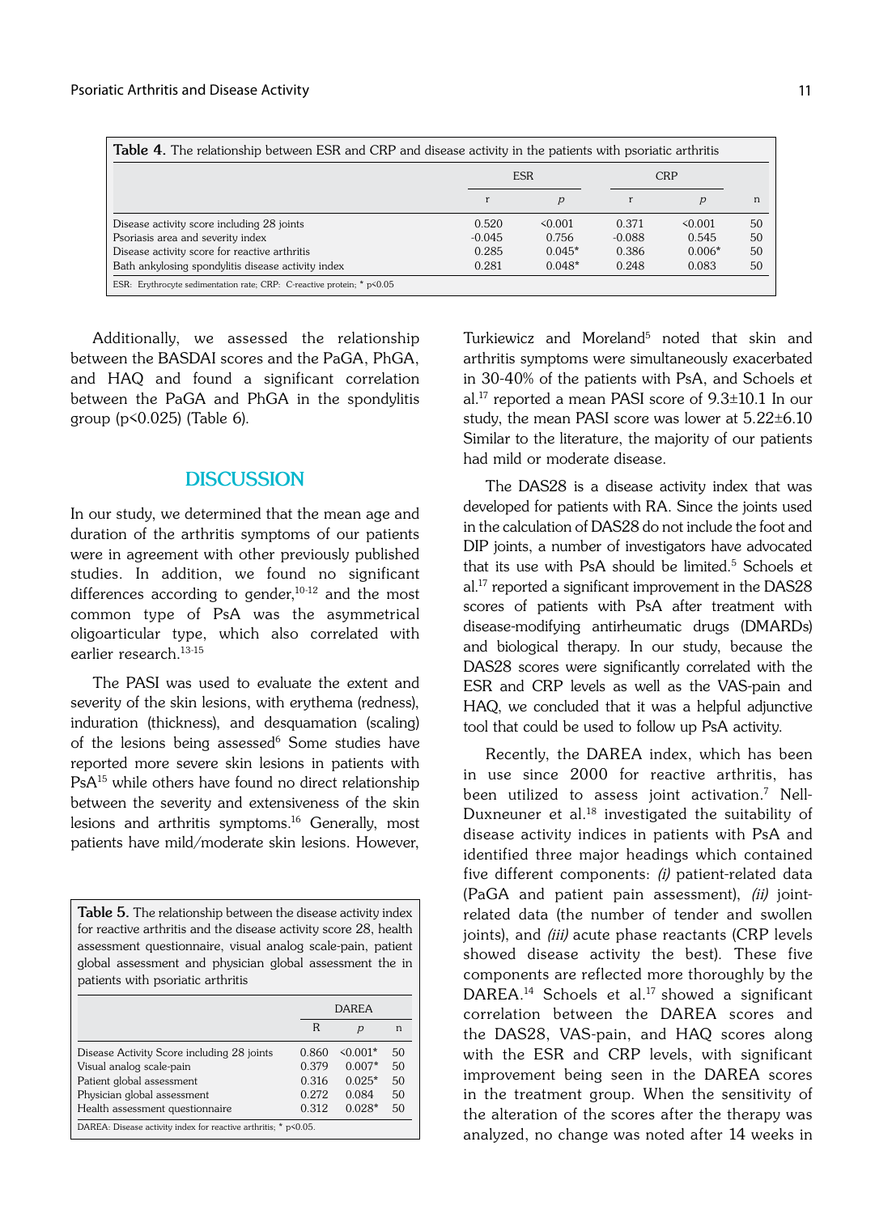**Table 4.** The relationship between ESR and CRP and disease activity in the patients with psoriatic arthritis

| | ESR | | CRP | | |
|---|---|---|---|---|---|
| | r | *p* | r | *p* | n |
| Disease activity score including 28 joints | 0.520 | <0.001 | 0.371 | <0.001 | 50 |
| Psoriasis area and severity index | -0.045 | 0.756 | -0.088 | 0.545 | 50 |
| Disease activity score for reactive arthritis | 0.285 | 0.045* | 0.386 | 0.006* | 50 |
| Bath ankylosing spondylitis disease activity index | 0.281 | 0.048* | 0.248 | 0.083 | 50 |

ESR: Erythrocyte sedimentation rate; CRP: C-reactive protein; * p<0.05

Additionally, we assessed the relationship between the BASDAI scores and the PaGA, PhGA, and HAQ and found a significant correlation between the PaGA and PhGA in the spondylitis group (p<0.025) (Table 6).

## DISCUSSION

In our study, we determined that the mean age and duration of the arthritis symptoms of our patients were in agreement with other previously published studies. In addition, we found no significant differences according to gender,[10-12] and the most common type of PsA was the asymmetrical oligoarticular type, which also correlated with earlier research.[13-15]

The PASI was used to evaluate the extent and severity of the skin lesions, with erythema (redness), induration (thickness), and desquamation (scaling) of the lesions being assessed[6] Some studies have reported more severe skin lesions in patients with PsA[15] while others have found no direct relationship between the severity and extensiveness of the skin lesions and arthritis symptoms.[16] Generally, most patients have mild/moderate skin lesions. However, Turkiewicz and Moreland[5] noted that skin and arthritis symptoms were simultaneously exacerbated in 30-40% of the patients with PsA, and Schoels et al.[17] reported a mean PASI score of 9.3±10.1 In our study, the mean PASI score was lower at 5.22±6.10 Similar to the literature, the majority of our patients had mild or moderate disease.

**Table 5.** The relationship between the disease activity index for reactive arthritis and the disease activity score 28, health assessment questionnaire, visual analog scale-pain, patient global assessment and physician global assessment the in patients with psoriatic arthritis

| | DAREA | | |
|---|---|---|---|
| | R | *p* | n |
| Disease Activity Score including 28 joints | 0.860 | <0.001* | 50 |
| Visual analog scale-pain | 0.379 | 0.007* | 50 |
| Patient global assessment | 0.316 | 0.025* | 50 |
| Physician global assessment | 0.272 | 0.084 | 50 |
| Health assessment questionnaire | 0.312 | 0.028* | 50 |

DAREA: Disease activity index for reactive arthritis; * p<0.05.

The DAS28 is a disease activity index that was developed for patients with RA. Since the joints used in the calculation of DAS28 do not include the foot and DIP joints, a number of investigators have advocated that its use with PsA should be limited.[5] Schoels et al.[17] reported a significant improvement in the DAS28 scores of patients with PsA after treatment with disease-modifying antirheumatic drugs (DMARDs) and biological therapy. In our study, because the DAS28 scores were significantly correlated with the ESR and CRP levels as well as the VAS-pain and HAQ, we concluded that it was a helpful adjunctive tool that could be used to follow up PsA activity.

Recently, the DAREA index, which has been in use since 2000 for reactive arthritis, has been utilized to assess joint activation.[7] Nell-Duxneuner et al.[18] investigated the suitability of disease activity indices in patients with PsA and identified three major headings which contained five different components: *(i)* patient-related data (PaGA and patient pain assessment), *(ii)* joint-related data (the number of tender and swollen joints), and *(iii)* acute phase reactants (CRP levels showed disease activity the best). These five components are reflected more thoroughly by the DAREA.[14] Schoels et al.[17] showed a significant correlation between the DAREA scores and the DAS28, VAS-pain, and HAQ scores along with the ESR and CRP levels, with significant improvement being seen in the DAREA scores in the treatment group. When the sensitivity of the alteration of the scores after the therapy was analyzed, no change was noted after 14 weeks in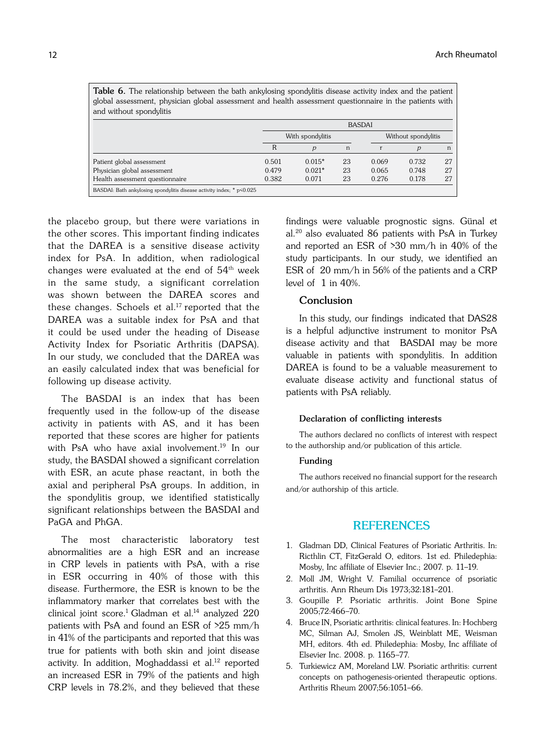**Table 6.** The relationship between the bath ankylosing spondylitis disease activity index and the patient global assessment, physician global assessment and health assessment questionnaire in the patients with and without spondylitis

| | BASDAI | | | | | |
|---|---|---|---|---|---|---|
| | With spondylitis | | | Without spondylitis | | |
| | R | *p* | n | r | *p* | n |
| Patient global assessment | 0.501 | 0.015* | 23 | 0.069 | 0.732 | 27 |
| Physician global assessment | 0.479 | 0.021* | 23 | 0.065 | 0.748 | 27 |
| Health assessment questionnaire | 0.382 | 0.071 | 23 | 0.276 | 0.178 | 27 |

BASDAI: Bath ankylosing spondylitis disease activity index; * p<0.025

the placebo group, but there were variations in the other scores. This important finding indicates that the DAREA is a sensitive disease activity index for PsA. In addition, when radiological changes were evaluated at the end of 54th week in the same study, a significant correlation was shown between the DAREA scores and these changes. Schoels et al.[17] reported that the DAREA was a suitable index for PsA and that it could be used under the heading of Disease Activity Index for Psoriatic Arthritis (DAPSA). In our study, we concluded that the DAREA was an easily calculated index that was beneficial for following up disease activity.

The BASDAI is an index that has been frequently used in the follow-up of the disease activity in patients with AS, and it has been reported that these scores are higher for patients with PsA who have axial involvement.[19] In our study, the BASDAI showed a significant correlation with ESR, an acute phase reactant, in both the axial and peripheral PsA groups. In addition, in the spondylitis group, we identified statistically significant relationships between the BASDAI and PaGA and PhGA.

The most characteristic laboratory test abnormalities are a high ESR and an increase in CRP levels in patients with PsA, with a rise in ESR occurring in 40% of those with this disease. Furthermore, the ESR is known to be the inflammatory marker that correlates best with the clinical joint score.[1] Gladman et al.[14] analyzed 220 patients with PsA and found an ESR of >25 mm/h in 41% of the participants and reported that this was true for patients with both skin and joint disease activity. In addition, Moghaddassi et al.[12] reported an increased ESR in 79% of the patients and high CRP levels in 78.2%, and they believed that these findings were valuable prognostic signs. Günal et al.[20] also evaluated 86 patients with PsA in Turkey and reported an ESR of >30 mm/h in 40% of the study participants. In our study, we identified an ESR of 20 mm/h in 56% of the patients and a CRP level of 1 in 40%.

## Conclusion

In this study, our findings indicated that DAS28 is a helpful adjunctive instrument to monitor PsA disease activity and that BASDAI may be more valuable in patients with spondylitis. In addition DAREA is found to be a valuable measurement to evaluate disease activity and functional status of patients with PsA reliably.

#### Declaration of conflicting interests

The authors declared no conflicts of interest with respect to the authorship and/or publication of this article.

#### Funding

The authors received no financial support for the research and/or authorship of this article.

## REFERENCES

1. Gladman DD, Clinical Features of Psoriatic Arthritis. In: Ricthlin CT, FitzGerald O, editors. 1st ed. Philedephia: Mosby, Inc affiliate of Elsevier Inc.; 2007. p. 11–19.
2. Moll JM, Wright V. Familial occurrence of psoriatic arthritis. Ann Rheum Dis 1973;32:181–201.
3. Goupille P. Psoriatic arthritis. Joint Bone Spine 2005;72:466–70.
4. Bruce IN, Psoriatic arthritis: clinical features. In: Hochberg MC, Silman AJ, Smolen JS, Weinblatt ME, Weisman MH, editors. 4th ed. Philedephia: Mosby, Inc affiliate of Elsevier Inc. 2008. p. 1165–77.
5. Turkiewicz AM, Moreland LW. Psoriatic arthritis: current concepts on pathogenesis-oriented therapeutic options. Arthritis Rheum 2007;56:1051–66.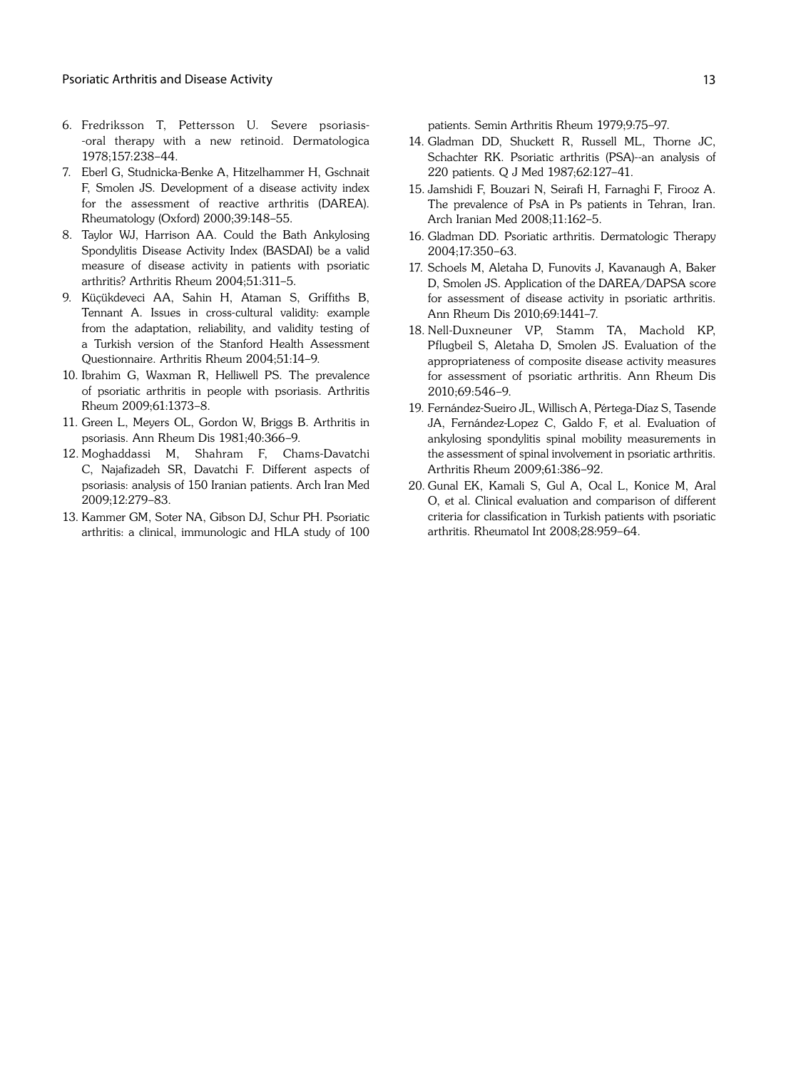6. Fredriksson T, Pettersson U. Severe psoriasis--oral therapy with a new retinoid. Dermatologica 1978;157:238–44.
7. Eberl G, Studnicka-Benke A, Hitzelhammer H, Gschnait F, Smolen JS. Development of a disease activity index for the assessment of reactive arthritis (DAREA). Rheumatology (Oxford) 2000;39:148–55.
8. Taylor WJ, Harrison AA. Could the Bath Ankylosing Spondylitis Disease Activity Index (BASDAI) be a valid measure of disease activity in patients with psoriatic arthritis? Arthritis Rheum 2004;51:311–5.
9. Küçükdeveci AA, Sahin H, Ataman S, Griffiths B, Tennant A. Issues in cross-cultural validity: example from the adaptation, reliability, and validity testing of a Turkish version of the Stanford Health Assessment Questionnaire. Arthritis Rheum 2004;51:14–9.
10. Ibrahim G, Waxman R, Helliwell PS. The prevalence of psoriatic arthritis in people with psoriasis. Arthritis Rheum 2009;61:1373–8.
11. Green L, Meyers OL, Gordon W, Briggs B. Arthritis in psoriasis. Ann Rheum Dis 1981;40:366–9.
12. Moghaddassi M, Shahram F, Chams-Davatchi C, Najafizadeh SR, Davatchi F. Different aspects of psoriasis: analysis of 150 Iranian patients. Arch Iran Med 2009;12:279–83.
13. Kammer GM, Soter NA, Gibson DJ, Schur PH. Psoriatic arthritis: a clinical, immunologic and HLA study of 100 patients. Semin Arthritis Rheum 1979;9:75–97.
14. Gladman DD, Shuckett R, Russell ML, Thorne JC, Schachter RK. Psoriatic arthritis (PSA)--an analysis of 220 patients. Q J Med 1987;62:127–41.
15. Jamshidi F, Bouzari N, Seirafi H, Farnaghi F, Firooz A. The prevalence of PsA in Ps patients in Tehran, Iran. Arch Iranian Med 2008;11:162–5.
16. Gladman DD. Psoriatic arthritis. Dermatologic Therapy 2004;17:350–63.
17. Schoels M, Aletaha D, Funovits J, Kavanaugh A, Baker D, Smolen JS. Application of the DAREA/DAPSA score for assessment of disease activity in psoriatic arthritis. Ann Rheum Dis 2010;69:1441–7.
18. Nell-Duxneuner VP, Stamm TA, Machold KP, Pflugbeil S, Aletaha D, Smolen JS. Evaluation of the appropriateness of composite disease activity measures for assessment of psoriatic arthritis. Ann Rheum Dis 2010;69:546–9.
19. Fernández-Sueiro JL, Willisch A, Pértega-Díaz S, Tasende JA, Fernández-Lopez C, Galdo F, et al. Evaluation of ankylosing spondylitis spinal mobility measurements in the assessment of spinal involvement in psoriatic arthritis. Arthritis Rheum 2009;61:386–92.
20. Gunal EK, Kamali S, Gul A, Ocal L, Konice M, Aral O, et al. Clinical evaluation and comparison of different criteria for classification in Turkish patients with psoriatic arthritis. Rheumatol Int 2008;28:959–64.